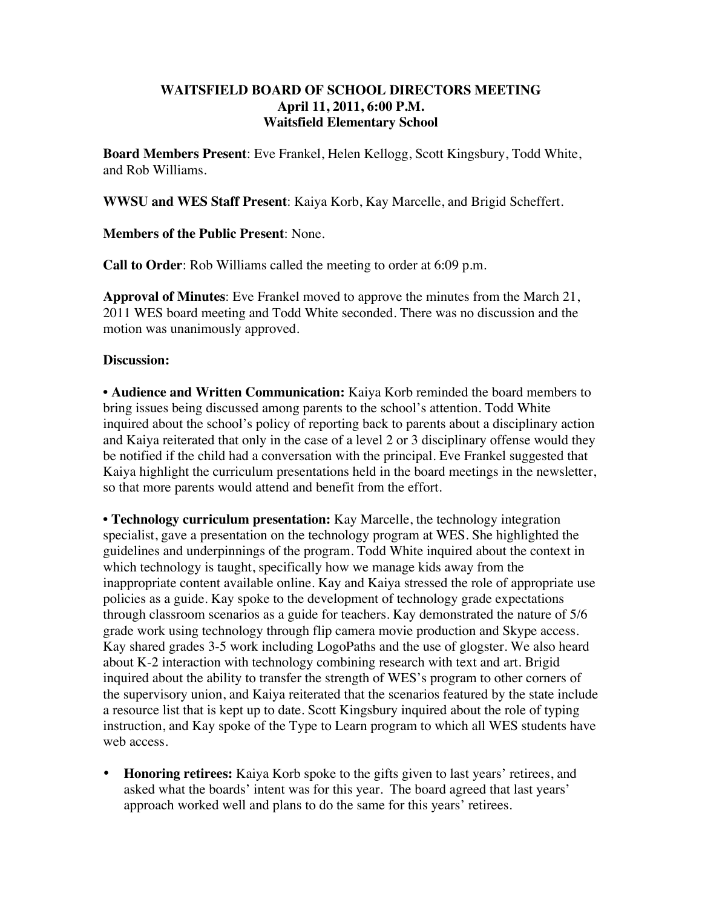**WAITSFIELD BOARD OF SCHOOL DIRECTORS MEETING**
**April 11, 2011, 6:00 P.M.**
**Waitsfield Elementary School**

**Board Members Present**: Eve Frankel, Helen Kellogg, Scott Kingsbury, Todd White, and Rob Williams.

**WWSU and WES Staff Present**: Kaiya Korb, Kay Marcelle, and Brigid Scheffert.

**Members of the Public Present**: None.

**Call to Order**: Rob Williams called the meeting to order at 6:09 p.m.

**Approval of Minutes**: Eve Frankel moved to approve the minutes from the March 21, 2011 WES board meeting and Todd White seconded. There was no discussion and the motion was unanimously approved.

**Discussion:**

• **Audience and Written Communication:** Kaiya Korb reminded the board members to bring issues being discussed among parents to the school's attention. Todd White inquired about the school's policy of reporting back to parents about a disciplinary action and Kaiya reiterated that only in the case of a level 2 or 3 disciplinary offense would they be notified if the child had a conversation with the principal. Eve Frankel suggested that Kaiya highlight the curriculum presentations held in the board meetings in the newsletter, so that more parents would attend and benefit from the effort.

• **Technology curriculum presentation:** Kay Marcelle, the technology integration specialist, gave a presentation on the technology program at WES. She highlighted the guidelines and underpinnings of the program. Todd White inquired about the context in which technology is taught, specifically how we manage kids away from the inappropriate content available online. Kay and Kaiya stressed the role of appropriate use policies as a guide. Kay spoke to the development of technology grade expectations through classroom scenarios as a guide for teachers. Kay demonstrated the nature of 5/6 grade work using technology through flip camera movie production and Skype access. Kay shared grades 3-5 work including LogoPaths and the use of glogster. We also heard about K-2 interaction with technology combining research with text and art. Brigid inquired about the ability to transfer the strength of WES's program to other corners of the supervisory union, and Kaiya reiterated that the scenarios featured by the state include a resource list that is kept up to date. Scott Kingsbury inquired about the role of typing instruction, and Kay spoke of the Type to Learn program to which all WES students have web access.

- **Honoring retirees:** Kaiya Korb spoke to the gifts given to last years' retirees, and asked what the boards' intent was for this year. The board agreed that last years' approach worked well and plans to do the same for this years' retirees.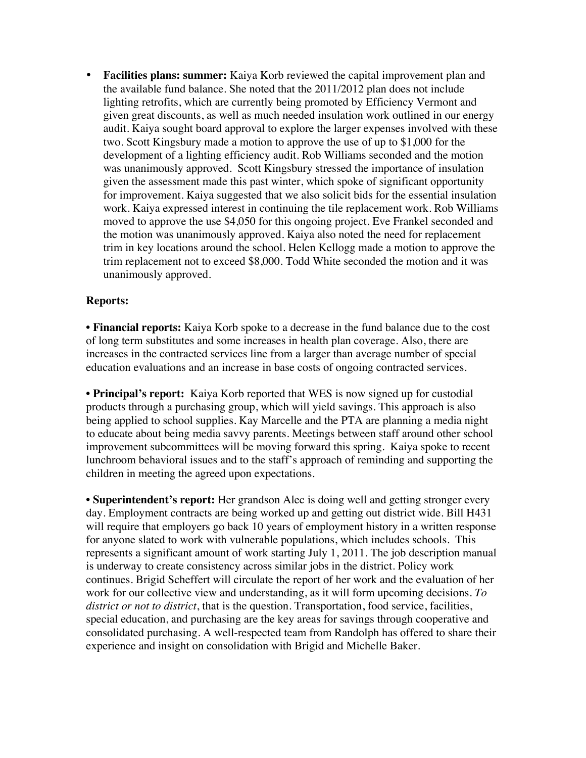- **Facilities plans: summer:** Kaiya Korb reviewed the capital improvement plan and the available fund balance. She noted that the 2011/2012 plan does not include lighting retrofits, which are currently being promoted by Efficiency Vermont and given great discounts, as well as much needed insulation work outlined in our energy audit. Kaiya sought board approval to explore the larger expenses involved with these two. Scott Kingsbury made a motion to approve the use of up to $1,000 for the development of a lighting efficiency audit. Rob Williams seconded and the motion was unanimously approved. Scott Kingsbury stressed the importance of insulation given the assessment made this past winter, which spoke of significant opportunity for improvement. Kaiya suggested that we also solicit bids for the essential insulation work. Kaiya expressed interest in continuing the tile replacement work. Rob Williams moved to approve the use $4,050 for this ongoing project. Eve Frankel seconded and the motion was unanimously approved. Kaiya also noted the need for replacement trim in key locations around the school. Helen Kellogg made a motion to approve the trim replacement not to exceed $8,000. Todd White seconded the motion and it was unanimously approved.

**Reports:**

• **Financial reports:** Kaiya Korb spoke to a decrease in the fund balance due to the cost of long term substitutes and some increases in health plan coverage. Also, there are increases in the contracted services line from a larger than average number of special education evaluations and an increase in base costs of ongoing contracted services.

• **Principal's report:** Kaiya Korb reported that WES is now signed up for custodial products through a purchasing group, which will yield savings. This approach is also being applied to school supplies. Kay Marcelle and the PTA are planning a media night to educate about being media savvy parents. Meetings between staff around other school improvement subcommittees will be moving forward this spring. Kaiya spoke to recent lunchroom behavioral issues and to the staff's approach of reminding and supporting the children in meeting the agreed upon expectations.

• **Superintendent's report:** Her grandson Alec is doing well and getting stronger every day. Employment contracts are being worked up and getting out district wide. Bill H431 will require that employers go back 10 years of employment history in a written response for anyone slated to work with vulnerable populations, which includes schools. This represents a significant amount of work starting July 1, 2011. The job description manual is underway to create consistency across similar jobs in the district. Policy work continues. Brigid Scheffert will circulate the report of her work and the evaluation of her work for our collective view and understanding, as it will form upcoming decisions. *To district or not to district*, that is the question. Transportation, food service, facilities, special education, and purchasing are the key areas for savings through cooperative and consolidated purchasing. A well-respected team from Randolph has offered to share their experience and insight on consolidation with Brigid and Michelle Baker.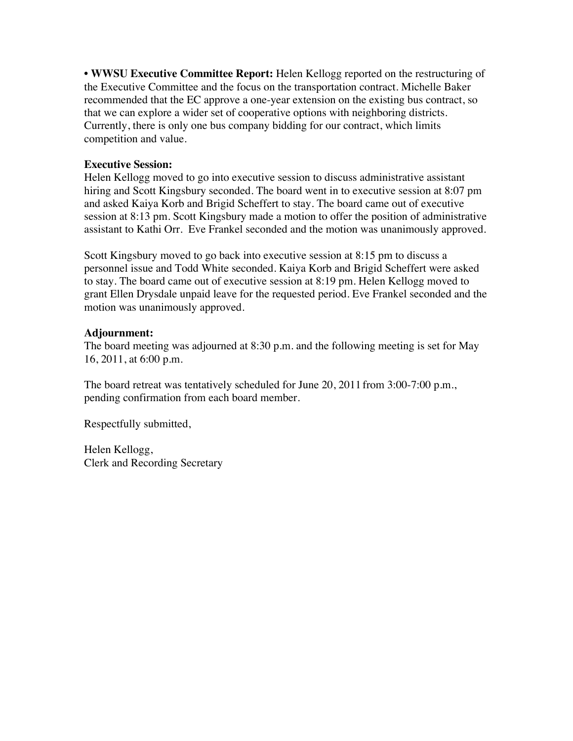• **WWSU Executive Committee Report:** Helen Kellogg reported on the restructuring of the Executive Committee and the focus on the transportation contract. Michelle Baker recommended that the EC approve a one-year extension on the existing bus contract, so that we can explore a wider set of cooperative options with neighboring districts. Currently, there is only one bus company bidding for our contract, which limits competition and value.

**Executive Session:**
Helen Kellogg moved to go into executive session to discuss administrative assistant hiring and Scott Kingsbury seconded. The board went in to executive session at 8:07 pm and asked Kaiya Korb and Brigid Scheffert to stay. The board came out of executive session at 8:13 pm. Scott Kingsbury made a motion to offer the position of administrative assistant to Kathi Orr. Eve Frankel seconded and the motion was unanimously approved.

Scott Kingsbury moved to go back into executive session at 8:15 pm to discuss a personnel issue and Todd White seconded. Kaiya Korb and Brigid Scheffert were asked to stay. The board came out of executive session at 8:19 pm. Helen Kellogg moved to grant Ellen Drysdale unpaid leave for the requested period. Eve Frankel seconded and the motion was unanimously approved.

**Adjournment:**
The board meeting was adjourned at 8:30 p.m. and the following meeting is set for May 16, 2011, at 6:00 p.m.

The board retreat was tentatively scheduled for June 20, 2011 from 3:00-7:00 p.m., pending confirmation from each board member.

Respectfully submitted,

Helen Kellogg,
Clerk and Recording Secretary